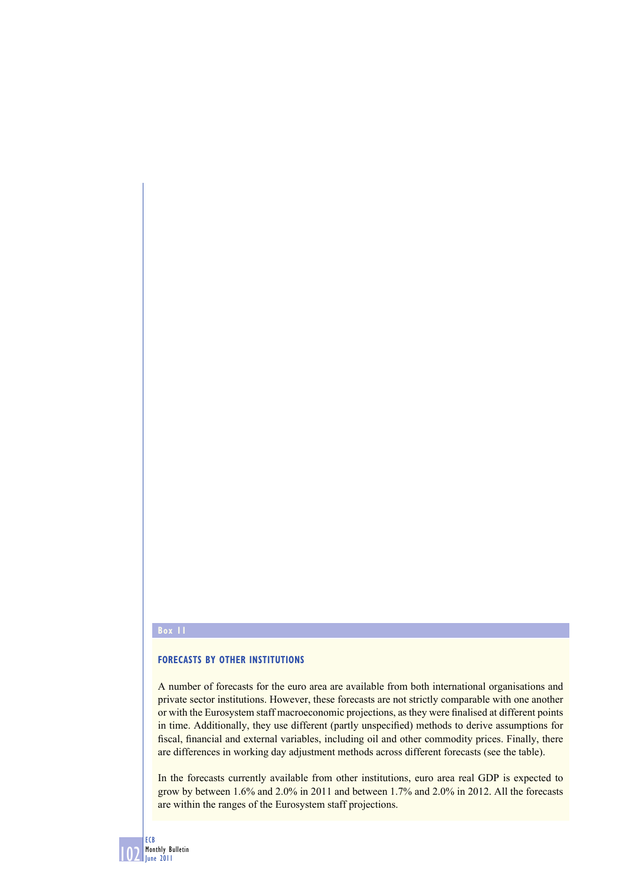Box 11

### FORECASTS BY OTHER INSTITUTIONS

A number of forecasts for the euro area are available from both international organisations and private sector institutions. However, these forecasts are not strictly comparable with one another or with the Eurosystem staff macroeconomic projections, as they were finalised at different points in time. Additionally, they use different (partly unspecified) methods to derive assumptions for fiscal, financial and external variables, including oil and other commodity prices. Finally, there are differences in working day adjustment methods across different forecasts (see the table).

In the forecasts currently available from other institutions, euro area real GDP is expected to grow by between 1.6% and 2.0% in 2011 and between 1.7% and 2.0% in 2012. All the forecasts are within the ranges of the Eurosystem staff projections.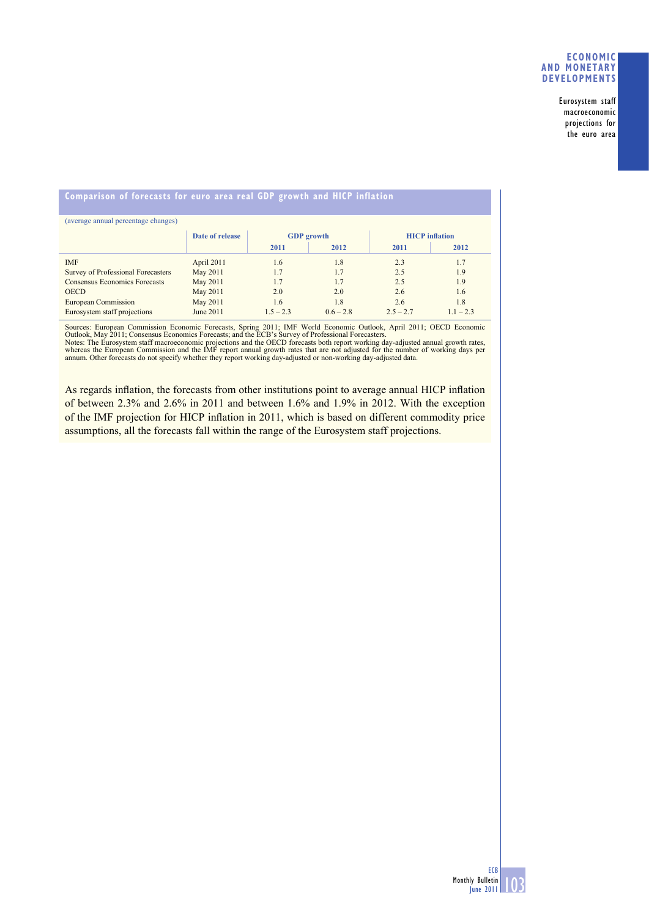## Comparison of forecasts for euro area real GDP growth and HICP inflation

(average annual percentage changes)

| | Date of release | GDP growth | | HICP inflation | |
|---|---|---|---|---|---|
| | | 2011 | 2012 | 2011 | 2012 |
| IMF | April 2011 | 1.6 | 1.8 | 2.3 | 1.7 |
| Survey of Professional Forecasters | May 2011 | 1.7 | 1.7 | 2.5 | 1.9 |
| Consensus Economics Forecasts | May 2011 | 1.7 | 1.7 | 2.5 | 1.9 |
| OECD | May 2011 | 2.0 | 2.0 | 2.6 | 1.6 |
| European Commission | May 2011 | 1.6 | 1.8 | 2.6 | 1.8 |
| Eurosystem staff projections | June 2011 | 1.5 – 2.3 | 0.6 – 2.8 | 2.5 – 2.7 | 1.1 – 2.3 |

Sources: European Commission Economic Forecasts, Spring 2011; IMF World Economic Outlook, April 2011; OECD Economic Outlook, May 2011; Consensus Economics Forecasts; and the ECB's Survey of Professional Forecasters.
Notes: The Eurosystem staff macroeconomic projections and the OECD forecasts both report working day-adjusted annual growth rates, whereas the European Commission and the IMF report annual growth rates that are not adjusted for the number of working days per annum. Other forecasts do not specify whether they report working day-adjusted or non-working day-adjusted data.

As regards inflation, the forecasts from other institutions point to average annual HICP inflation of between 2.3% and 2.6% in 2011 and between 1.6% and 1.9% in 2012. With the exception of the IMF projection for HICP inflation in 2011, which is based on different commodity price assumptions, all the forecasts fall within the range of the Eurosystem staff projections.